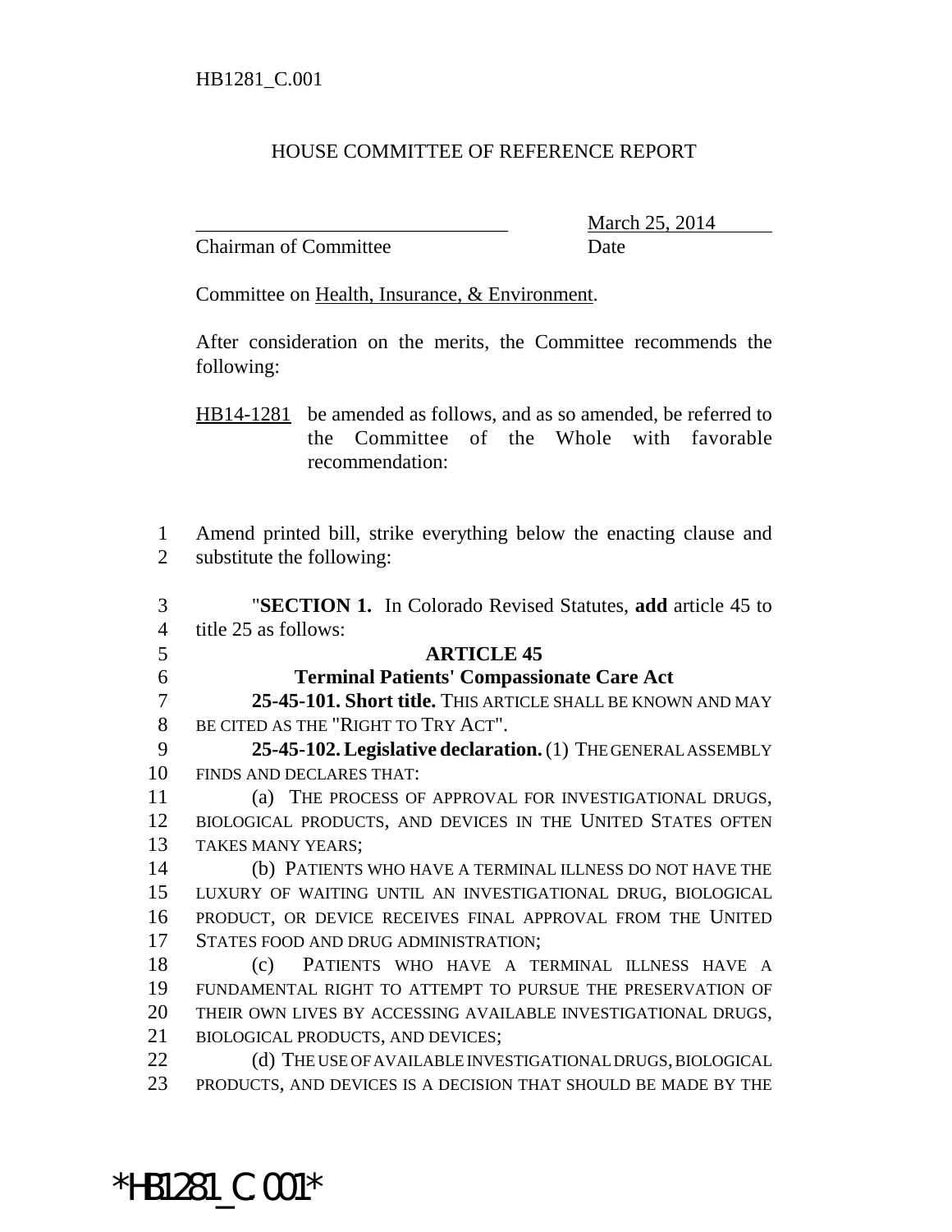HB1281_C.001

HOUSE COMMITTEE OF REFERENCE REPORT

_______________________________ March 25, 2014
Chairman of Committee Date

Committee on Health, Insurance, & Environment.

After consideration on the merits, the Committee recommends the following:

HB14-1281 be amended as follows, and as so amended, be referred to the Committee of the Whole with favorable recommendation:

1 Amend printed bill, strike everything below the enacting clause and
2 substitute the following:

3 "**SECTION 1.** In Colorado Revised Statutes, **add** article 45 to
4 title 25 as follows:

5 **ARTICLE 45**

6 **Terminal Patients' Compassionate Care Act**

7 **25-45-101. Short title.** THIS ARTICLE SHALL BE KNOWN AND MAY
8 BE CITED AS THE "RIGHT TO TRY ACT".

9 **25-45-102. Legislative declaration.** (1) THE GENERAL ASSEMBLY
10 FINDS AND DECLARES THAT:

11 (a) THE PROCESS OF APPROVAL FOR INVESTIGATIONAL DRUGS,
12 BIOLOGICAL PRODUCTS, AND DEVICES IN THE UNITED STATES OFTEN
13 TAKES MANY YEARS;

14 (b) PATIENTS WHO HAVE A TERMINAL ILLNESS DO NOT HAVE THE
15 LUXURY OF WAITING UNTIL AN INVESTIGATIONAL DRUG, BIOLOGICAL
16 PRODUCT, OR DEVICE RECEIVES FINAL APPROVAL FROM THE UNITED
17 STATES FOOD AND DRUG ADMINISTRATION;

18 (c) PATIENTS WHO HAVE A TERMINAL ILLNESS HAVE A
19 FUNDAMENTAL RIGHT TO ATTEMPT TO PURSUE THE PRESERVATION OF
20 THEIR OWN LIVES BY ACCESSING AVAILABLE INVESTIGATIONAL DRUGS,
21 BIOLOGICAL PRODUCTS, AND DEVICES;

22 (d) THE USE OF AVAILABLE INVESTIGATIONAL DRUGS, BIOLOGICAL
23 PRODUCTS, AND DEVICES IS A DECISION THAT SHOULD BE MADE BY THE

*HB1281_C.001*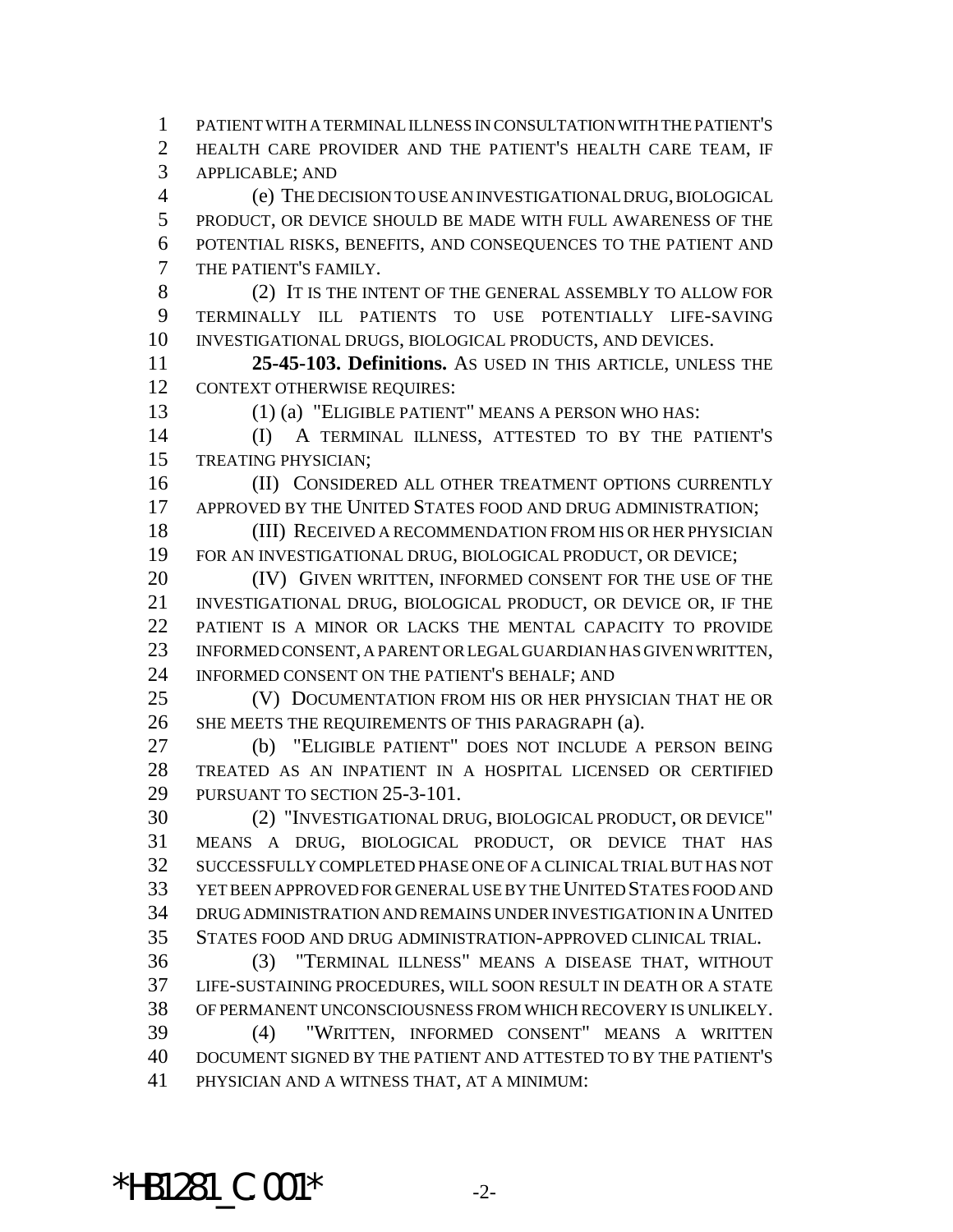PATIENT WITH A TERMINAL ILLNESS IN CONSULTATION WITH THE PATIENT'S HEALTH CARE PROVIDER AND THE PATIENT'S HEALTH CARE TEAM, IF APPLICABLE; AND

(e) THE DECISION TO USE AN INVESTIGATIONAL DRUG, BIOLOGICAL PRODUCT, OR DEVICE SHOULD BE MADE WITH FULL AWARENESS OF THE POTENTIAL RISKS, BENEFITS, AND CONSEQUENCES TO THE PATIENT AND THE PATIENT'S FAMILY.

(2) IT IS THE INTENT OF THE GENERAL ASSEMBLY TO ALLOW FOR TERMINALLY ILL PATIENTS TO USE POTENTIALLY LIFE-SAVING INVESTIGATIONAL DRUGS, BIOLOGICAL PRODUCTS, AND DEVICES.

**25-45-103. Definitions.** AS USED IN THIS ARTICLE, UNLESS THE CONTEXT OTHERWISE REQUIRES:

(1) (a) "ELIGIBLE PATIENT" MEANS A PERSON WHO HAS:

(I) A TERMINAL ILLNESS, ATTESTED TO BY THE PATIENT'S TREATING PHYSICIAN;

(II) CONSIDERED ALL OTHER TREATMENT OPTIONS CURRENTLY APPROVED BY THE UNITED STATES FOOD AND DRUG ADMINISTRATION;

(III) RECEIVED A RECOMMENDATION FROM HIS OR HER PHYSICIAN FOR AN INVESTIGATIONAL DRUG, BIOLOGICAL PRODUCT, OR DEVICE;

(IV) GIVEN WRITTEN, INFORMED CONSENT FOR THE USE OF THE INVESTIGATIONAL DRUG, BIOLOGICAL PRODUCT, OR DEVICE OR, IF THE PATIENT IS A MINOR OR LACKS THE MENTAL CAPACITY TO PROVIDE INFORMED CONSENT, A PARENT OR LEGAL GUARDIAN HAS GIVEN WRITTEN, INFORMED CONSENT ON THE PATIENT'S BEHALF; AND

(V) DOCUMENTATION FROM HIS OR HER PHYSICIAN THAT HE OR SHE MEETS THE REQUIREMENTS OF THIS PARAGRAPH (a).

(b) "ELIGIBLE PATIENT" DOES NOT INCLUDE A PERSON BEING TREATED AS AN INPATIENT IN A HOSPITAL LICENSED OR CERTIFIED PURSUANT TO SECTION 25-3-101.

(2) "INVESTIGATIONAL DRUG, BIOLOGICAL PRODUCT, OR DEVICE" MEANS A DRUG, BIOLOGICAL PRODUCT, OR DEVICE THAT HAS SUCCESSFULLY COMPLETED PHASE ONE OF A CLINICAL TRIAL BUT HAS NOT YET BEEN APPROVED FOR GENERAL USE BY THE UNITED STATES FOOD AND DRUG ADMINISTRATION AND REMAINS UNDER INVESTIGATION IN A UNITED STATES FOOD AND DRUG ADMINISTRATION-APPROVED CLINICAL TRIAL.

(3) "TERMINAL ILLNESS" MEANS A DISEASE THAT, WITHOUT LIFE-SUSTAINING PROCEDURES, WILL SOON RESULT IN DEATH OR A STATE OF PERMANENT UNCONSCIOUSNESS FROM WHICH RECOVERY IS UNLIKELY.

(4) "WRITTEN, INFORMED CONSENT" MEANS A WRITTEN DOCUMENT SIGNED BY THE PATIENT AND ATTESTED TO BY THE PATIENT'S PHYSICIAN AND A WITNESS THAT, AT A MINIMUM: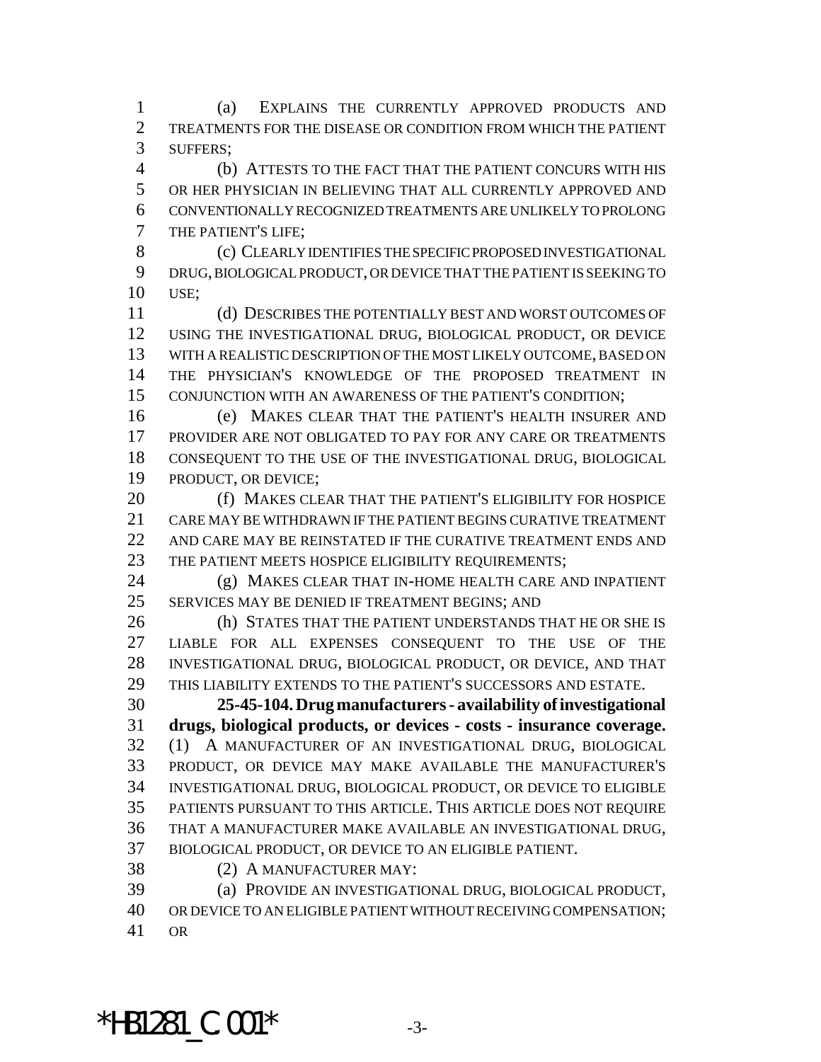(a) EXPLAINS THE CURRENTLY APPROVED PRODUCTS AND TREATMENTS FOR THE DISEASE OR CONDITION FROM WHICH THE PATIENT SUFFERS;

(b) ATTESTS TO THE FACT THAT THE PATIENT CONCURS WITH HIS OR HER PHYSICIAN IN BELIEVING THAT ALL CURRENTLY APPROVED AND CONVENTIONALLY RECOGNIZED TREATMENTS ARE UNLIKELY TO PROLONG THE PATIENT'S LIFE;

(c) CLEARLY IDENTIFIES THE SPECIFIC PROPOSED INVESTIGATIONAL DRUG, BIOLOGICAL PRODUCT, OR DEVICE THAT THE PATIENT IS SEEKING TO USE;

(d) DESCRIBES THE POTENTIALLY BEST AND WORST OUTCOMES OF USING THE INVESTIGATIONAL DRUG, BIOLOGICAL PRODUCT, OR DEVICE WITH A REALISTIC DESCRIPTION OF THE MOST LIKELY OUTCOME, BASED ON THE PHYSICIAN'S KNOWLEDGE OF THE PROPOSED TREATMENT IN CONJUNCTION WITH AN AWARENESS OF THE PATIENT'S CONDITION;

(e) MAKES CLEAR THAT THE PATIENT'S HEALTH INSURER AND PROVIDER ARE NOT OBLIGATED TO PAY FOR ANY CARE OR TREATMENTS CONSEQUENT TO THE USE OF THE INVESTIGATIONAL DRUG, BIOLOGICAL PRODUCT, OR DEVICE;

(f) MAKES CLEAR THAT THE PATIENT'S ELIGIBILITY FOR HOSPICE CARE MAY BE WITHDRAWN IF THE PATIENT BEGINS CURATIVE TREATMENT AND CARE MAY BE REINSTATED IF THE CURATIVE TREATMENT ENDS AND THE PATIENT MEETS HOSPICE ELIGIBILITY REQUIREMENTS;

(g) MAKES CLEAR THAT IN-HOME HEALTH CARE AND INPATIENT SERVICES MAY BE DENIED IF TREATMENT BEGINS; AND

(h) STATES THAT THE PATIENT UNDERSTANDS THAT HE OR SHE IS LIABLE FOR ALL EXPENSES CONSEQUENT TO THE USE OF THE INVESTIGATIONAL DRUG, BIOLOGICAL PRODUCT, OR DEVICE, AND THAT THIS LIABILITY EXTENDS TO THE PATIENT'S SUCCESSORS AND ESTATE.

**25-45-104. Drug manufacturers - availability of investigational drugs, biological products, or devices - costs - insurance coverage.** (1) A MANUFACTURER OF AN INVESTIGATIONAL DRUG, BIOLOGICAL PRODUCT, OR DEVICE MAY MAKE AVAILABLE THE MANUFACTURER'S INVESTIGATIONAL DRUG, BIOLOGICAL PRODUCT, OR DEVICE TO ELIGIBLE PATIENTS PURSUANT TO THIS ARTICLE. THIS ARTICLE DOES NOT REQUIRE THAT A MANUFACTURER MAKE AVAILABLE AN INVESTIGATIONAL DRUG, BIOLOGICAL PRODUCT, OR DEVICE TO AN ELIGIBLE PATIENT.

(2) A MANUFACTURER MAY:

(a) PROVIDE AN INVESTIGATIONAL DRUG, BIOLOGICAL PRODUCT, OR DEVICE TO AN ELIGIBLE PATIENT WITHOUT RECEIVING COMPENSATION; OR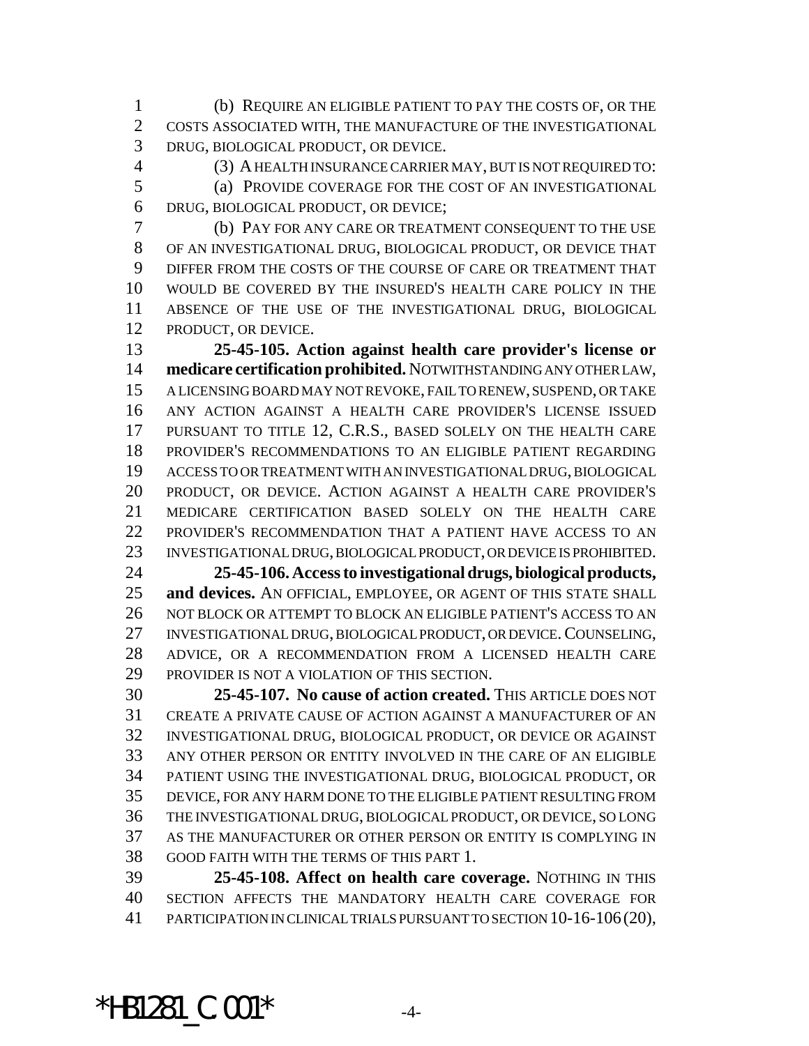(b) REQUIRE AN ELIGIBLE PATIENT TO PAY THE COSTS OF, OR THE COSTS ASSOCIATED WITH, THE MANUFACTURE OF THE INVESTIGATIONAL DRUG, BIOLOGICAL PRODUCT, OR DEVICE.

(3) A HEALTH INSURANCE CARRIER MAY, BUT IS NOT REQUIRED TO:

(a) PROVIDE COVERAGE FOR THE COST OF AN INVESTIGATIONAL DRUG, BIOLOGICAL PRODUCT, OR DEVICE;

(b) PAY FOR ANY CARE OR TREATMENT CONSEQUENT TO THE USE OF AN INVESTIGATIONAL DRUG, BIOLOGICAL PRODUCT, OR DEVICE THAT DIFFER FROM THE COSTS OF THE COURSE OF CARE OR TREATMENT THAT WOULD BE COVERED BY THE INSURED'S HEALTH CARE POLICY IN THE ABSENCE OF THE USE OF THE INVESTIGATIONAL DRUG, BIOLOGICAL PRODUCT, OR DEVICE.

**25-45-105. Action against health care provider's license or medicare certification prohibited.** NOTWITHSTANDING ANY OTHER LAW, A LICENSING BOARD MAY NOT REVOKE, FAIL TO RENEW, SUSPEND, OR TAKE ANY ACTION AGAINST A HEALTH CARE PROVIDER'S LICENSE ISSUED PURSUANT TO TITLE 12, C.R.S., BASED SOLELY ON THE HEALTH CARE PROVIDER'S RECOMMENDATIONS TO AN ELIGIBLE PATIENT REGARDING ACCESS TO OR TREATMENT WITH AN INVESTIGATIONAL DRUG, BIOLOGICAL PRODUCT, OR DEVICE. ACTION AGAINST A HEALTH CARE PROVIDER'S MEDICARE CERTIFICATION BASED SOLELY ON THE HEALTH CARE PROVIDER'S RECOMMENDATION THAT A PATIENT HAVE ACCESS TO AN INVESTIGATIONAL DRUG, BIOLOGICAL PRODUCT, OR DEVICE IS PROHIBITED.

**25-45-106. Access to investigational drugs, biological products, and devices.** AN OFFICIAL, EMPLOYEE, OR AGENT OF THIS STATE SHALL NOT BLOCK OR ATTEMPT TO BLOCK AN ELIGIBLE PATIENT'S ACCESS TO AN INVESTIGATIONAL DRUG, BIOLOGICAL PRODUCT, OR DEVICE. COUNSELING, ADVICE, OR A RECOMMENDATION FROM A LICENSED HEALTH CARE PROVIDER IS NOT A VIOLATION OF THIS SECTION.

**25-45-107. No cause of action created.** THIS ARTICLE DOES NOT CREATE A PRIVATE CAUSE OF ACTION AGAINST A MANUFACTURER OF AN INVESTIGATIONAL DRUG, BIOLOGICAL PRODUCT, OR DEVICE OR AGAINST ANY OTHER PERSON OR ENTITY INVOLVED IN THE CARE OF AN ELIGIBLE PATIENT USING THE INVESTIGATIONAL DRUG, BIOLOGICAL PRODUCT, OR DEVICE, FOR ANY HARM DONE TO THE ELIGIBLE PATIENT RESULTING FROM THE INVESTIGATIONAL DRUG, BIOLOGICAL PRODUCT, OR DEVICE, SO LONG AS THE MANUFACTURER OR OTHER PERSON OR ENTITY IS COMPLYING IN GOOD FAITH WITH THE TERMS OF THIS PART 1.

**25-45-108. Affect on health care coverage.** NOTHING IN THIS SECTION AFFECTS THE MANDATORY HEALTH CARE COVERAGE FOR PARTICIPATION IN CLINICAL TRIALS PURSUANT TO SECTION 10-16-106 (20),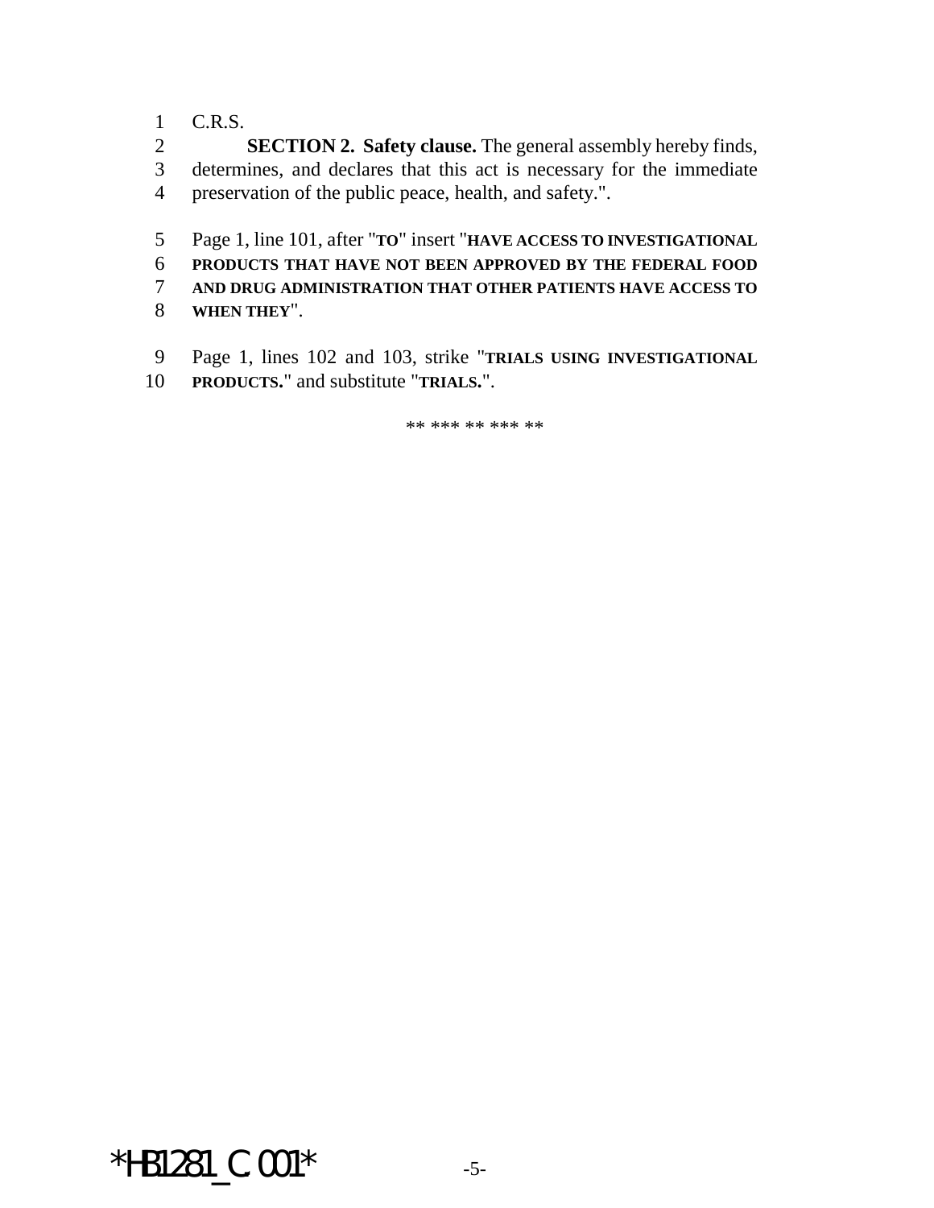C.R.S.

**SECTION 2. Safety clause.** The general assembly hereby finds, determines, and declares that this act is necessary for the immediate preservation of the public peace, health, and safety.".

Page 1, line 101, after "**TO**" insert "**HAVE ACCESS TO INVESTIGATIONAL PRODUCTS THAT HAVE NOT BEEN APPROVED BY THE FEDERAL FOOD AND DRUG ADMINISTRATION THAT OTHER PATIENTS HAVE ACCESS TO WHEN THEY**".

Page 1, lines 102 and 103, strike "**TRIALS USING INVESTIGATIONAL PRODUCTS.**" and substitute "**TRIALS.**".

** *** ** *** **

*HB1281_C.001*